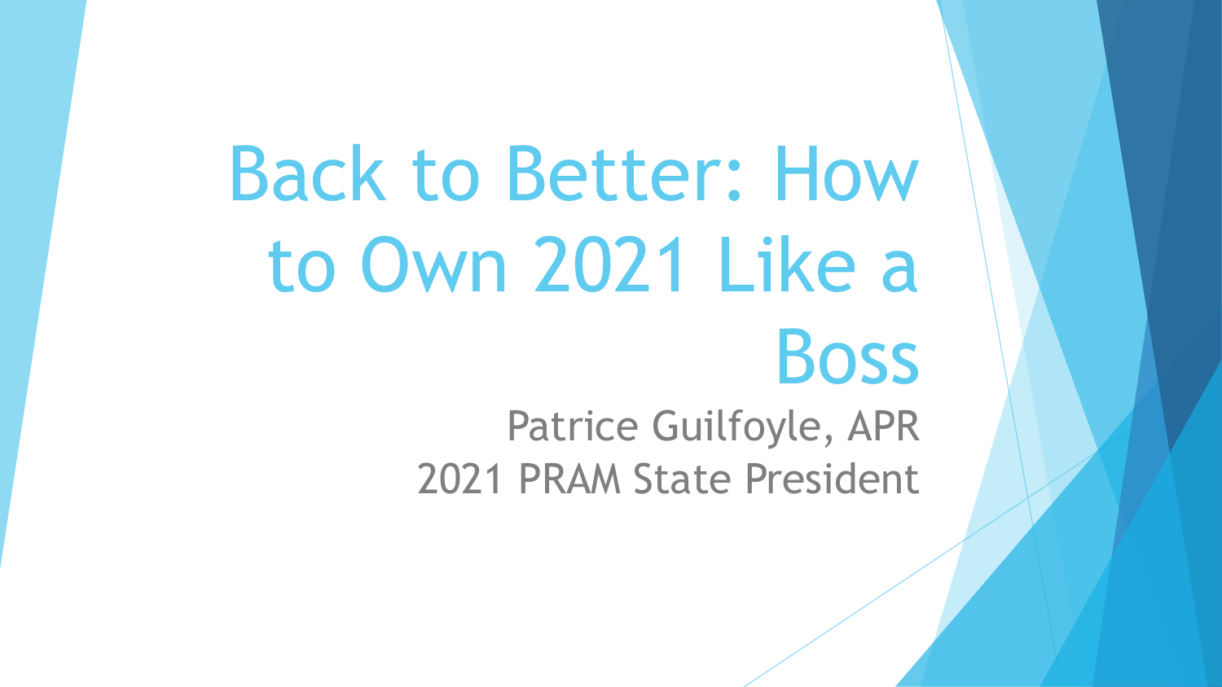# Back to Better: How to Own 2021 Like a Boss

Patrice Guilfoyle, APR
2021 PRAM State President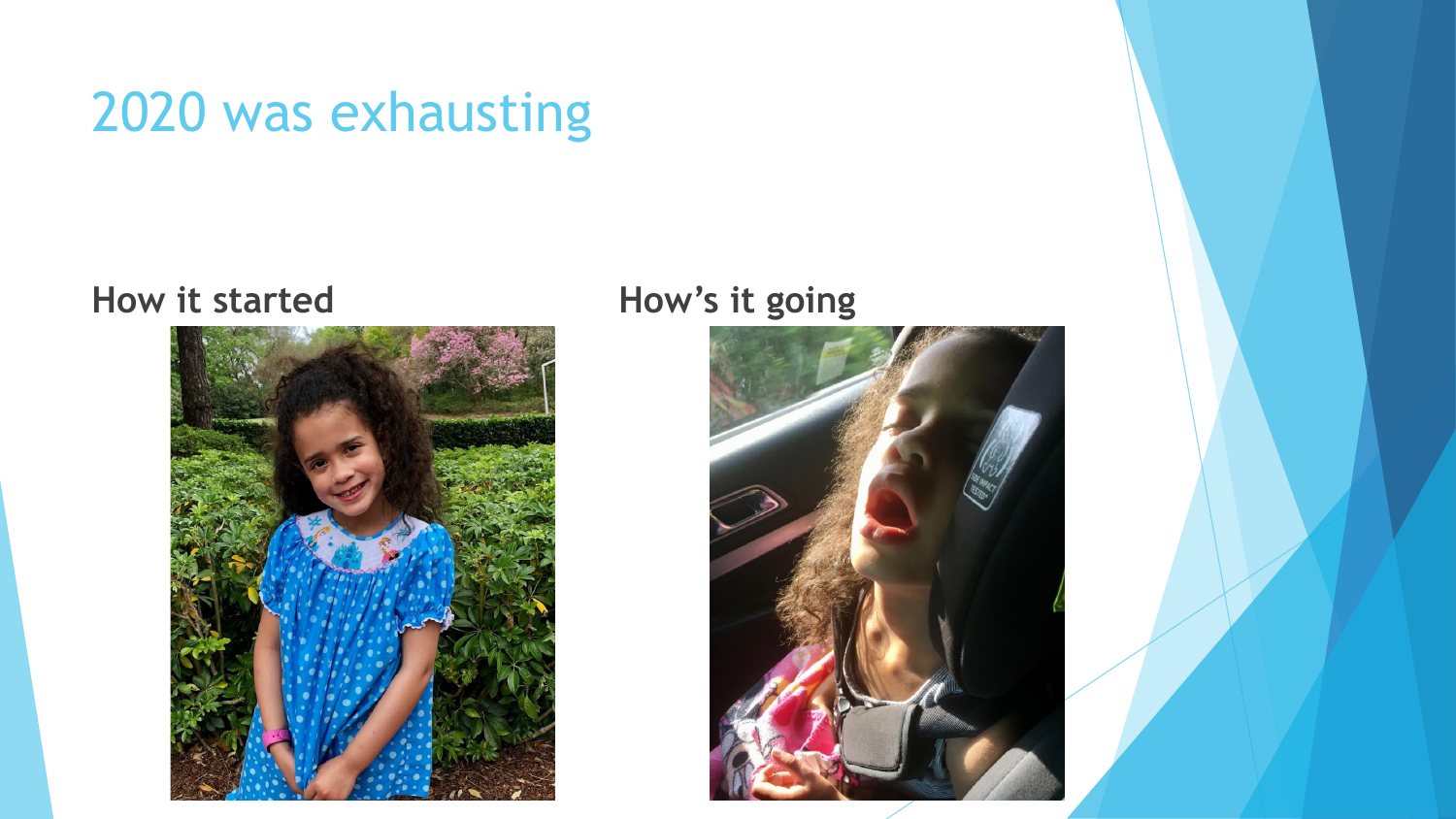# 2020 was exhausting

**How it started**

**How's it going**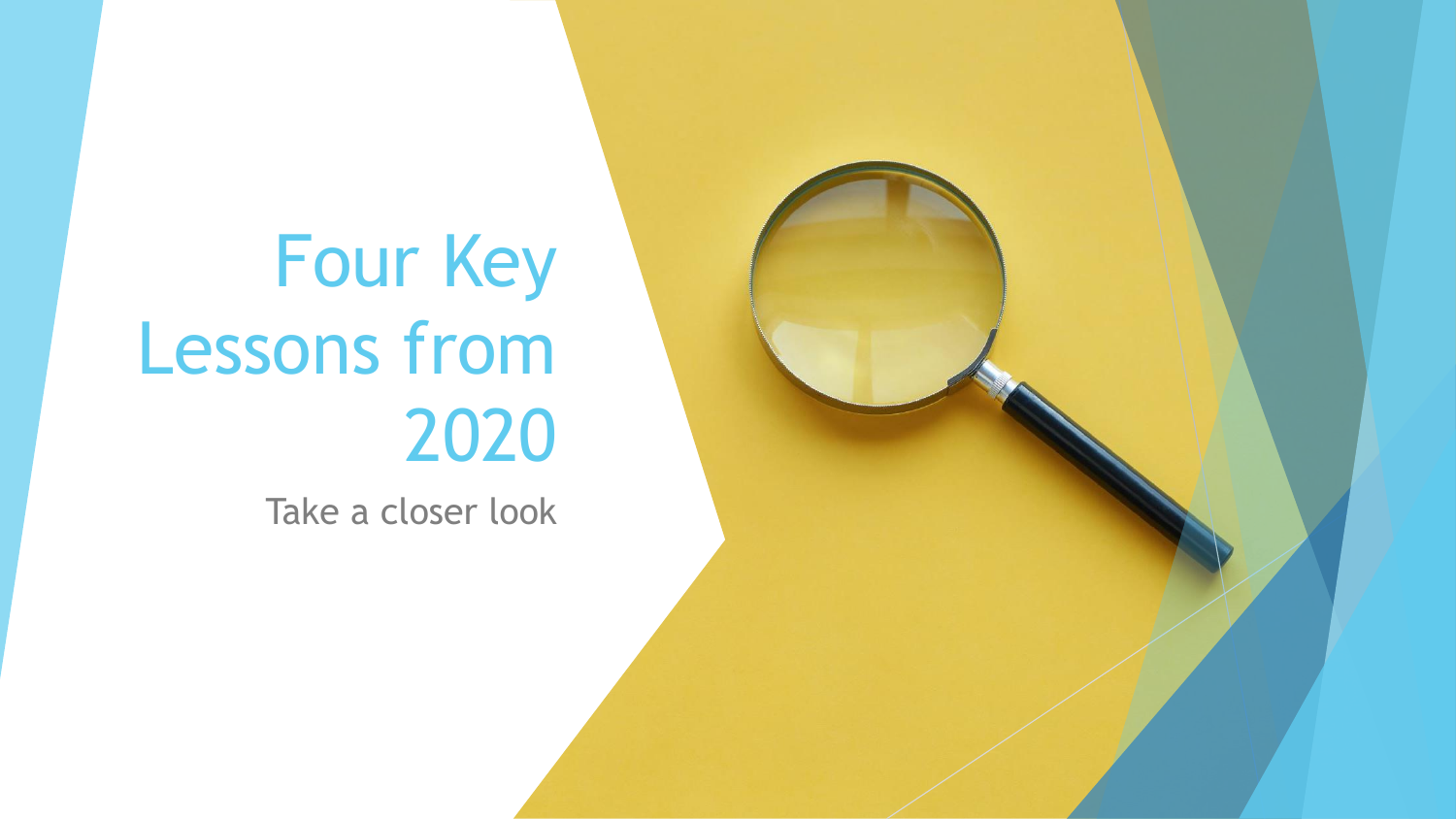# Four Key Lessons from 2020

Take a closer look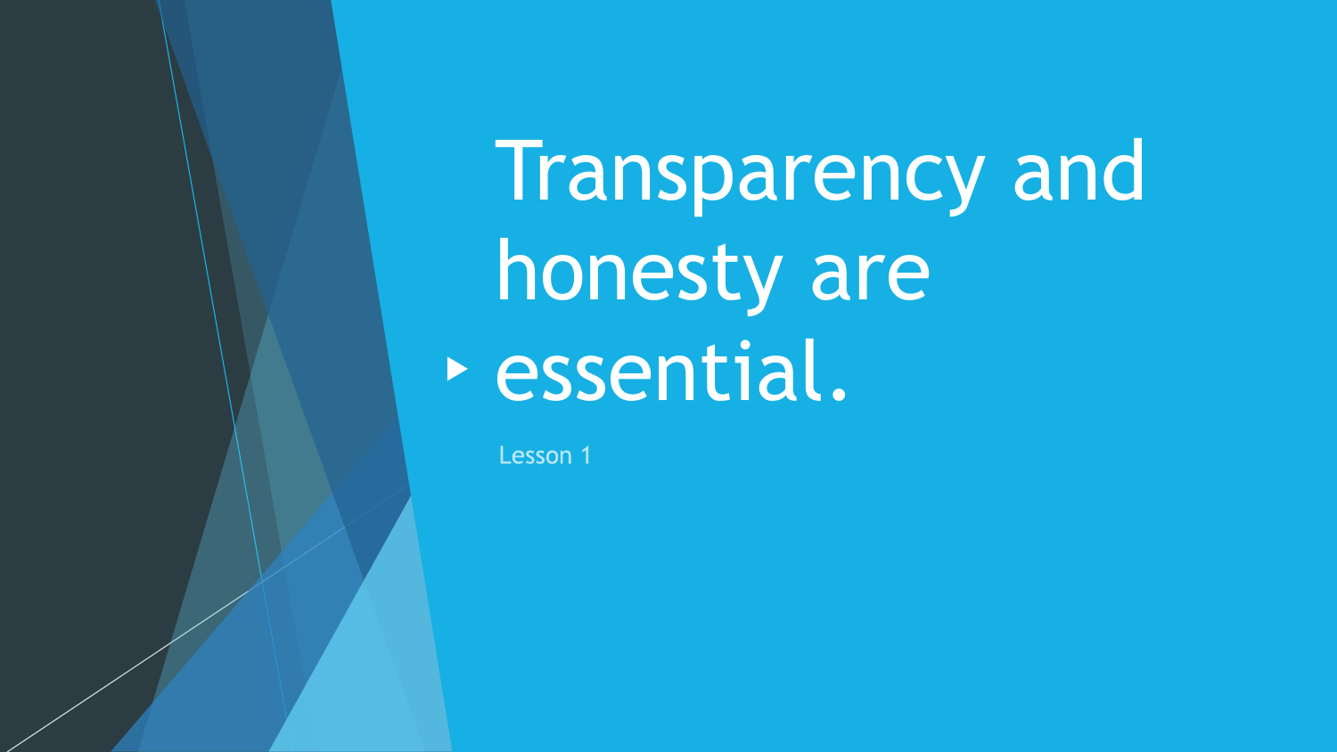# Transparency and honesty are essential.

Lesson 1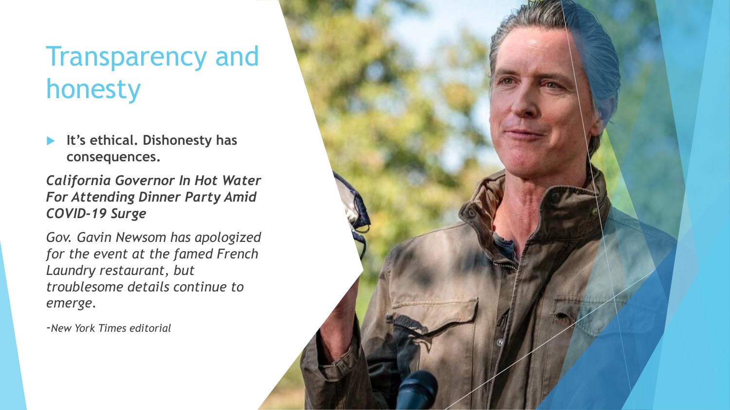# Transparency and honesty

- **It's ethical. Dishonesty has consequences.**

***California Governor In Hot Water For Attending Dinner Party Amid COVID-19 Surge***

*Gov. Gavin Newsom has apologized for the event at the famed French Laundry restaurant, but troublesome details continue to emerge.*

*-New York Times editorial*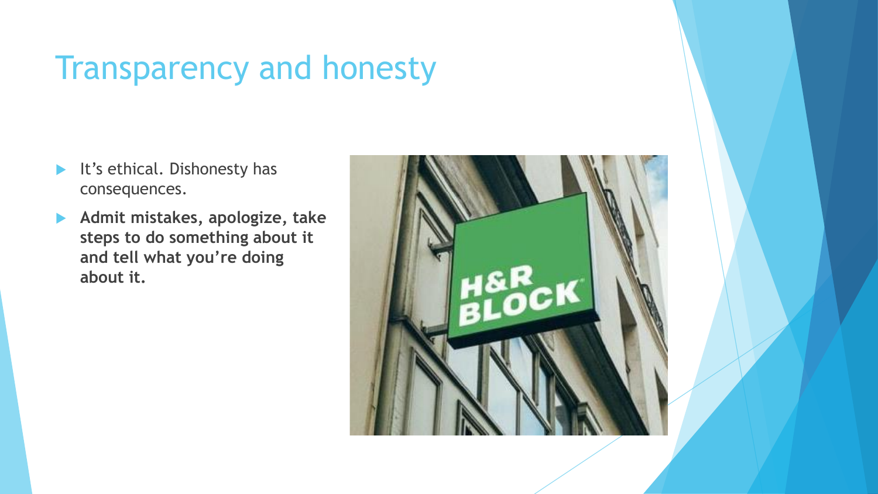# Transparency and honesty

- It's ethical. Dishonesty has consequences.
- **Admit mistakes, apologize, take steps to do something about it and tell what you're doing about it.**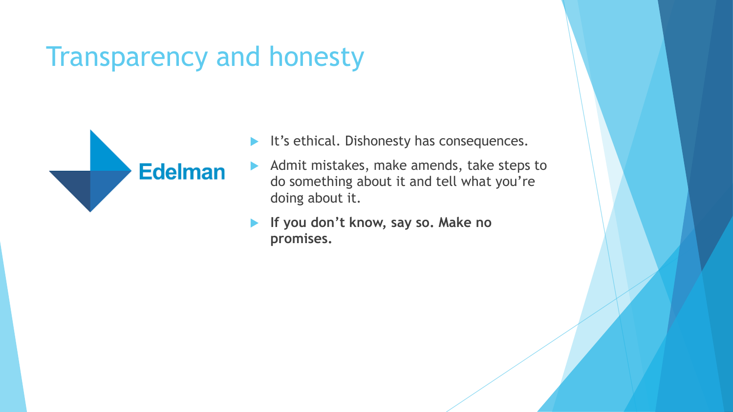# Transparency and honesty

Edelman

- It’s ethical. Dishonesty has consequences.
- Admit mistakes, make amends, take steps to do something about it and tell what you’re doing about it.
- **If you don’t know, say so. Make no promises.**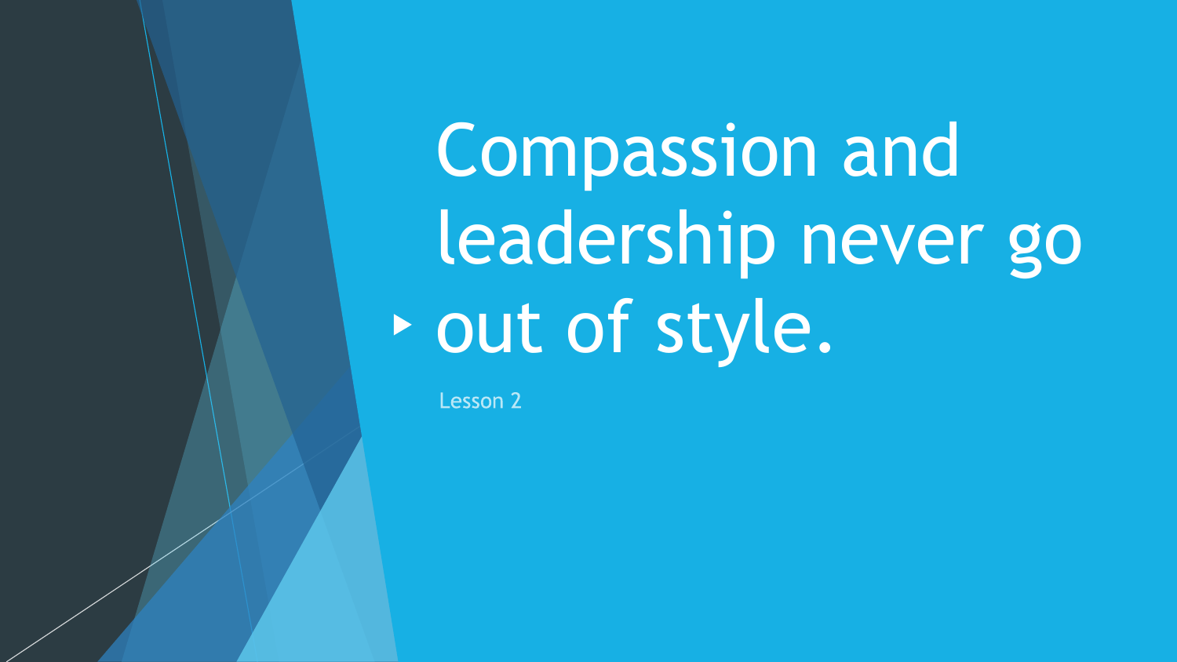# Compassion and leadership never go out of style.

Lesson 2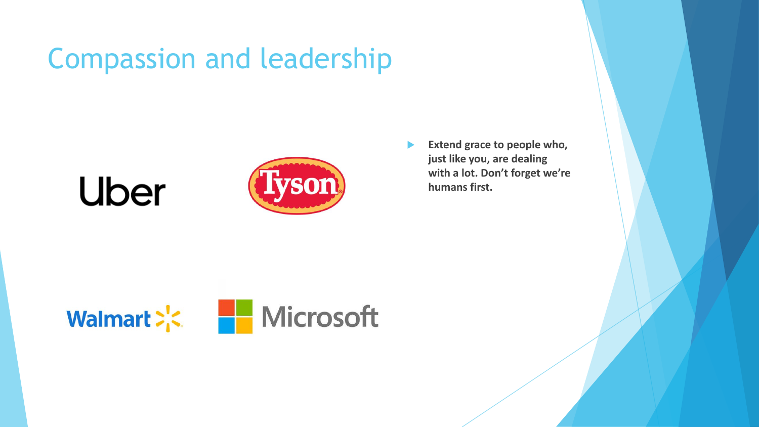# Compassion and leadership

Uber

Tyson

Walmart

Microsoft

- **Extend grace to people who, just like you, are dealing with a lot. Don't forget we're humans first.**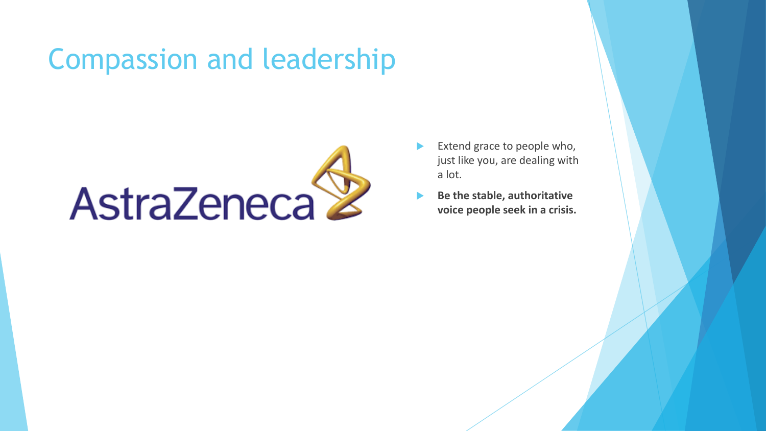# Compassion and leadership

AstraZeneca

- Extend grace to people who, just like you, are dealing with a lot.
- **Be the stable, authoritative voice people seek in a crisis.**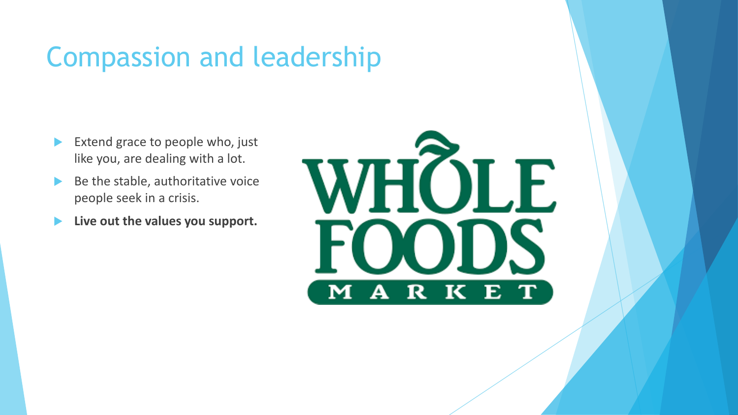# Compassion and leadership

- Extend grace to people who, just like you, are dealing with a lot.
- Be the stable, authoritative voice people seek in a crisis.
- **Live out the values you support.**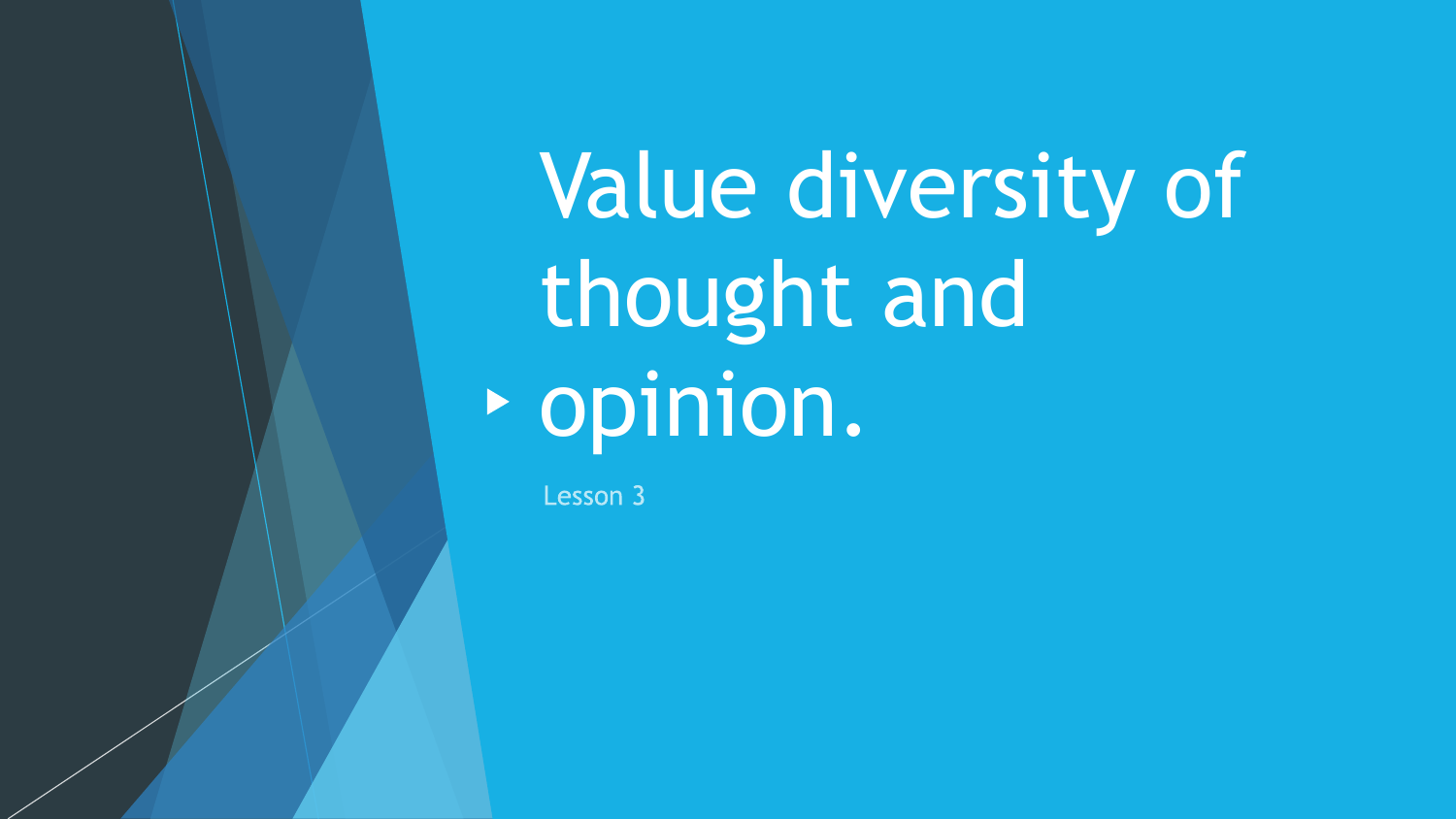# Value diversity of thought and opinion.

Lesson 3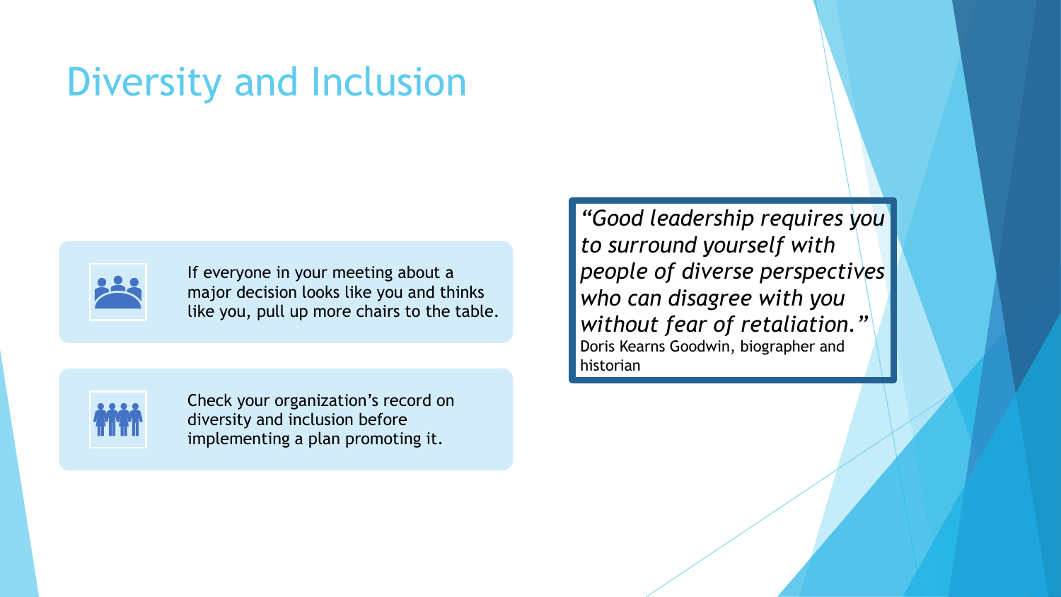# Diversity and Inclusion

- If everyone in your meeting about a major decision looks like you and thinks like you, pull up more chairs to the table.
- Check your organization's record on diversity and inclusion before implementing a plan promoting it.

*"Good leadership requires you to surround yourself with people of diverse perspectives who can disagree with you without fear of retaliation."*
Doris Kearns Goodwin, biographer and historian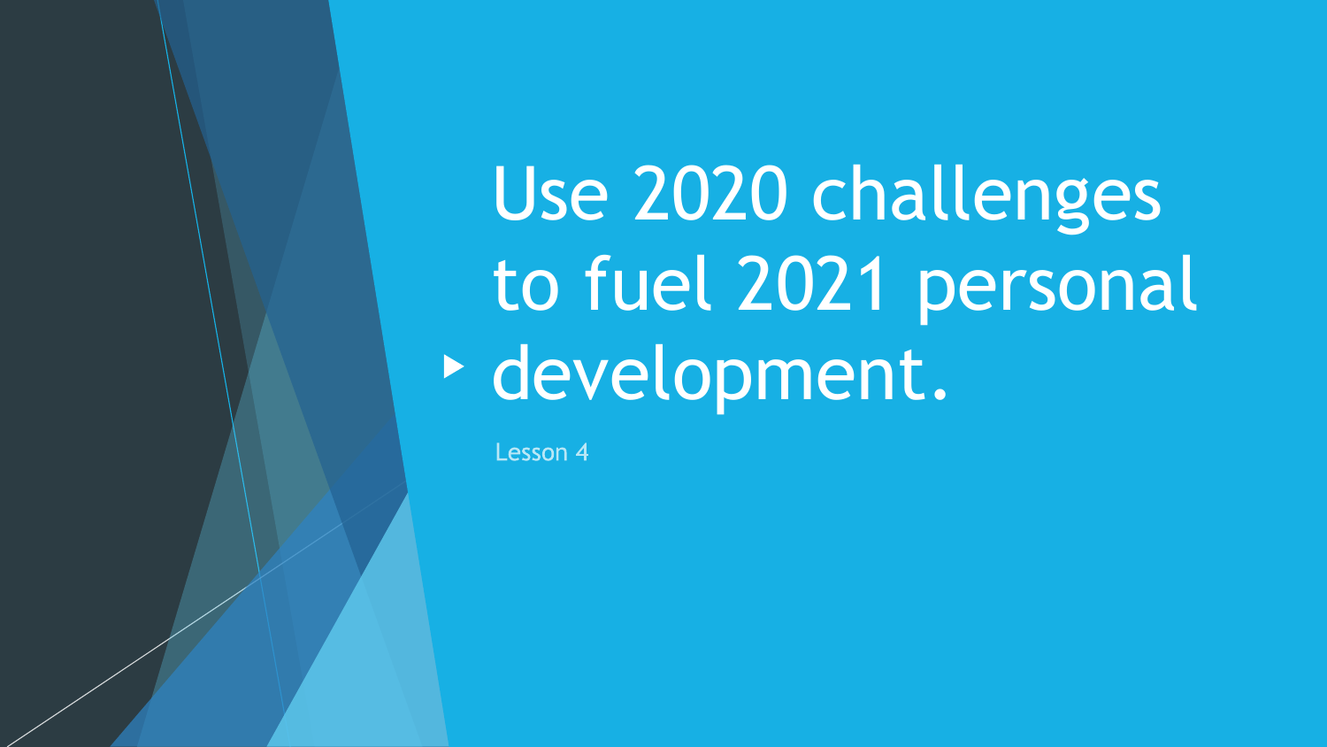# Use 2020 challenges to fuel 2021 personal development.

Lesson 4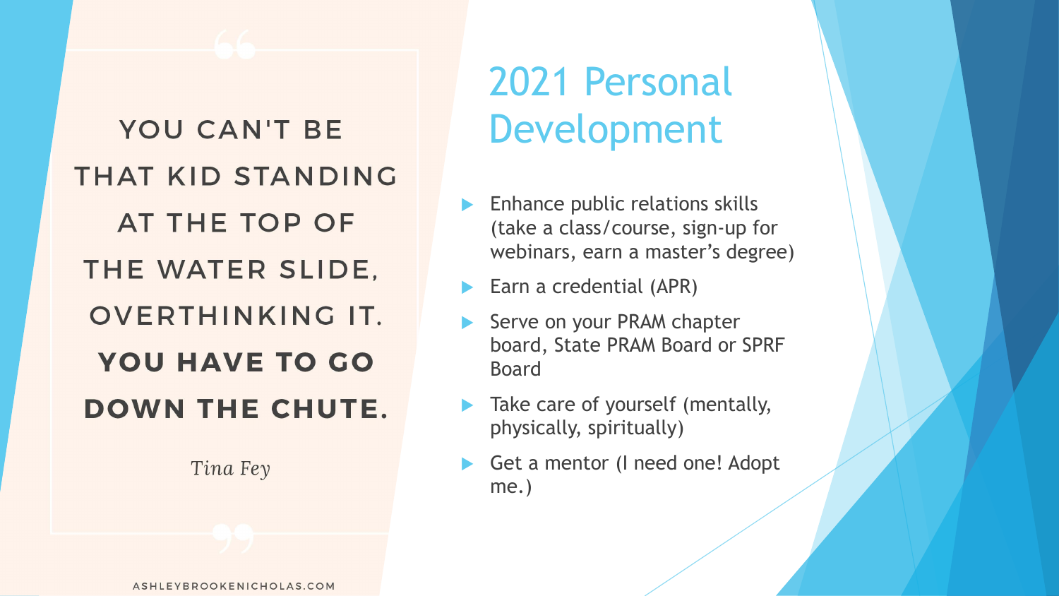> YOU CAN'T BE THAT KID STANDING AT THE TOP OF THE WATER SLIDE, OVERTHINKING IT. **YOU HAVE TO GO DOWN THE CHUTE.**
>
> *Tina Fey*

ASHLEYBROOKENICHOLAS.COM

# 2021 Personal Development

- Enhance public relations skills (take a class/course, sign-up for webinars, earn a master's degree)
- Earn a credential (APR)
- Serve on your PRAM chapter board, State PRAM Board or SPRF Board
- Take care of yourself (mentally, physically, spiritually)
- Get a mentor (I need one! Adopt me.)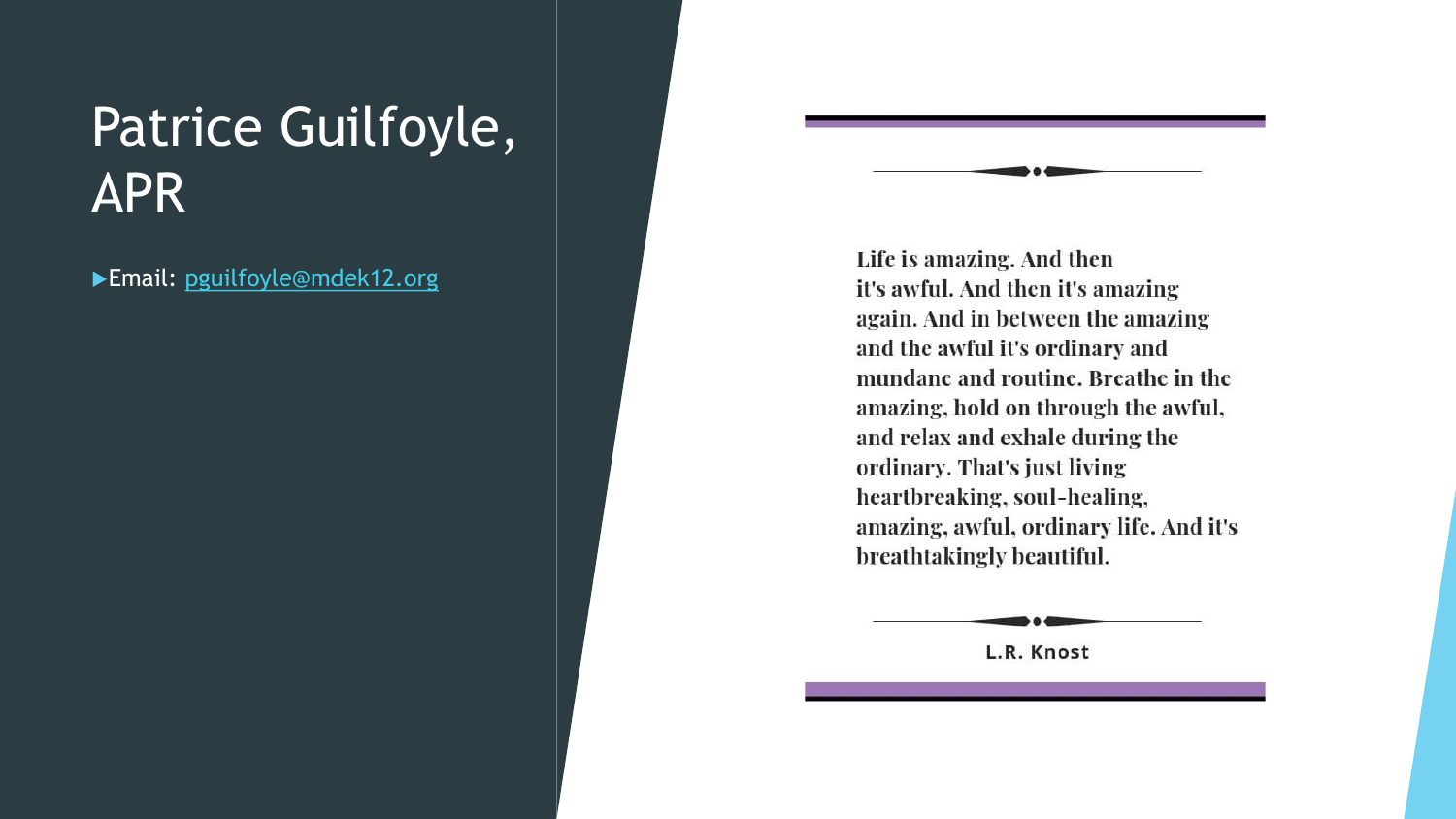# Patrice Guilfoyle, APR

- Email: pguilfoyle@mdek12.org

Life is amazing. And then it's awful. And then it's amazing again. And in between the amazing and the awful it's ordinary and mundane and routine. Breathe in the amazing, hold on through the awful, and relax and exhale during the ordinary. That's just living heartbreaking, soul-healing, amazing, awful, ordinary life. And it's breathtakingly beautiful.

L.R. Knost